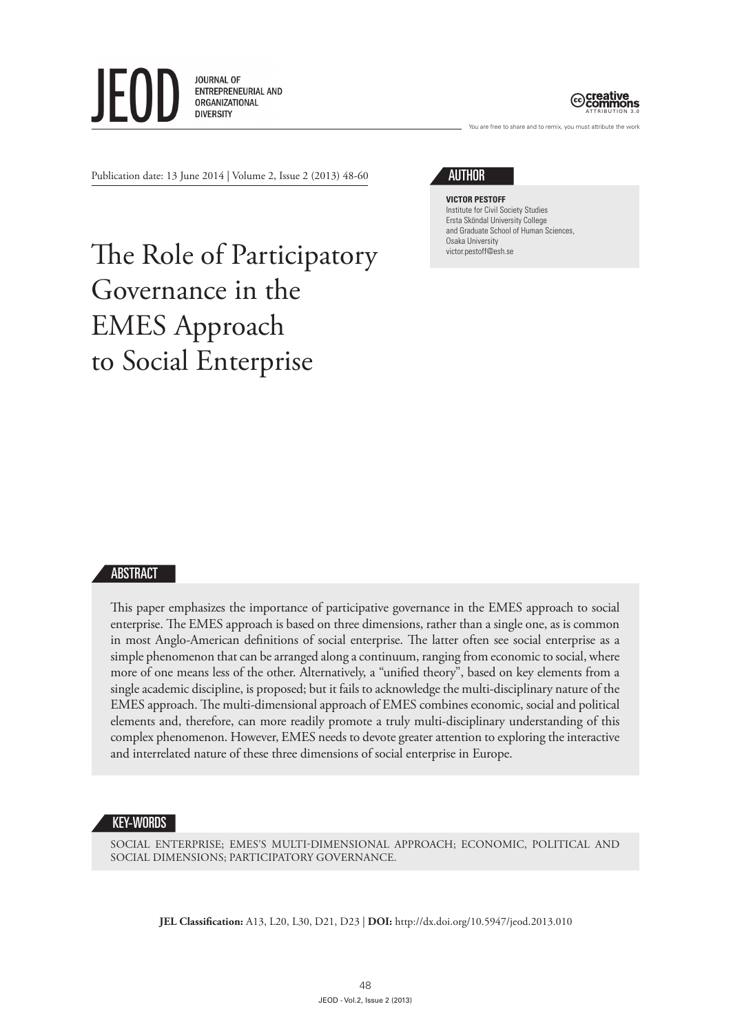JEOD JOURNAL OF ENTREPRENEURIAL AND ORGANIZATIONAL DIVERSITY

You are free to share and to remix, you must attribute the work

Publication date: 13 June 2014 | Volume 2, Issue 2 (2013) 48-60

# The Role of Participatory Governance in the EMES Approach to Social Enterprise

## AUTHOR

**VICTOR PESTOFF**
Institute for Civil Society Studies
Ersta Sköndal University College
and Graduate School of Human Sciences,
Osaka University
victor.pestoff@esh.se

## ABSTRACT

This paper emphasizes the importance of participative governance in the EMES approach to social enterprise. The EMES approach is based on three dimensions, rather than a single one, as is common in most Anglo-American definitions of social enterprise. The latter often see social enterprise as a simple phenomenon that can be arranged along a continuum, ranging from economic to social, where more of one means less of the other. Alternatively, a "unified theory", based on key elements from a single academic discipline, is proposed; but it fails to acknowledge the multi-disciplinary nature of the EMES approach. The multi-dimensional approach of EMES combines economic, social and political elements and, therefore, can more readily promote a truly multi-disciplinary understanding of this complex phenomenon. However, EMES needs to devote greater attention to exploring the interactive and interrelated nature of these three dimensions of social enterprise in Europe.

## KEY-WORDS

SOCIAL ENTERPRISE; EMES'S MULTI-DIMENSIONAL APPROACH; ECONOMIC, POLITICAL AND SOCIAL DIMENSIONS; PARTICIPATORY GOVERNANCE.

**JEL Classification:** A13, L20, L30, D21, D23 | **DOI:** http://dx.doi.org/10.5947/jeod.2013.010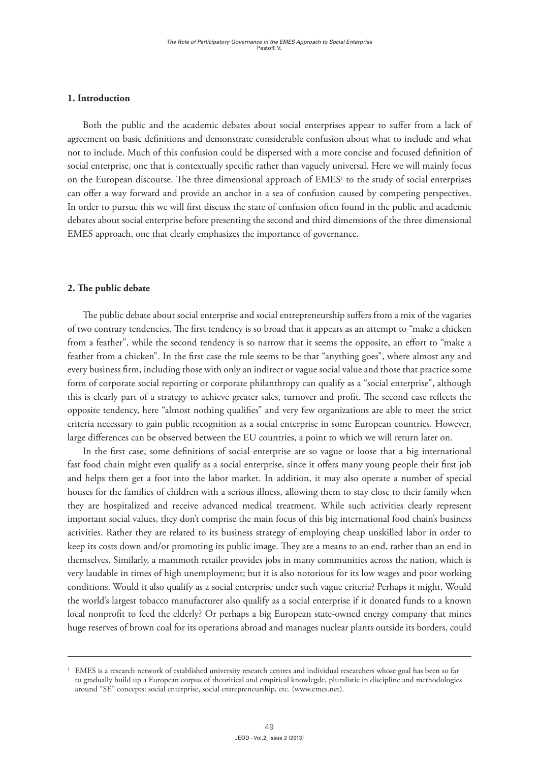## 1. Introduction

Both the public and the academic debates about social enterprises appear to suffer from a lack of agreement on basic definitions and demonstrate considerable confusion about what to include and what not to include. Much of this confusion could be dispersed with a more concise and focused definition of social enterprise, one that is contextually specific rather than vaguely universal. Here we will mainly focus on the European discourse. The three dimensional approach of EMES[1] to the study of social enterprises can offer a way forward and provide an anchor in a sea of confusion caused by competing perspectives. In order to pursue this we will first discuss the state of confusion often found in the public and academic debates about social enterprise before presenting the second and third dimensions of the three dimensional EMES approach, one that clearly emphasizes the importance of governance.

## 2. The public debate

The public debate about social enterprise and social entrepreneurship suffers from a mix of the vagaries of two contrary tendencies. The first tendency is so broad that it appears as an attempt to "make a chicken from a feather", while the second tendency is so narrow that it seems the opposite, an effort to "make a feather from a chicken". In the first case the rule seems to be that "anything goes", where almost any and every business firm, including those with only an indirect or vague social value and those that practice some form of corporate social reporting or corporate philanthropy can qualify as a "social enterprise", although this is clearly part of a strategy to achieve greater sales, turnover and profit. The second case reflects the opposite tendency, here "almost nothing qualifies" and very few organizations are able to meet the strict criteria necessary to gain public recognition as a social enterprise in some European countries. However, large differences can be observed between the EU countries, a point to which we will return later on.

In the first case, some definitions of social enterprise are so vague or loose that a big international fast food chain might even qualify as a social enterprise, since it offers many young people their first job and helps them get a foot into the labor market. In addition, it may also operate a number of special houses for the families of children with a serious illness, allowing them to stay close to their family when they are hospitalized and receive advanced medical treatment. While such activities clearly represent important social values, they don't comprise the main focus of this big international food chain's business activities. Rather they are related to its business strategy of employing cheap unskilled labor in order to keep its costs down and/or promoting its public image. They are a means to an end, rather than an end in themselves. Similarly, a mammoth retailer provides jobs in many communities across the nation, which is very laudable in times of high unemployment; but it is also notorious for its low wages and poor working conditions. Would it also qualify as a social enterprise under such vague criteria? Perhaps it might. Would the world's largest tobacco manufacturer also qualify as a social enterprise if it donated funds to a known local nonprofit to feed the elderly? Or perhaps a big European state-owned energy company that mines huge reserves of brown coal for its operations abroad and manages nuclear plants outside its borders, could

---

[1] EMES is a research network of established university research centres and individual researchers whose goal has been so far to gradually build up a European corpus of theoritical and empirical knowlegde, pluralistic in discipline and methodologies around "SE" concepts: social enterprise, social entrepreneurship, etc. (www.emes.net).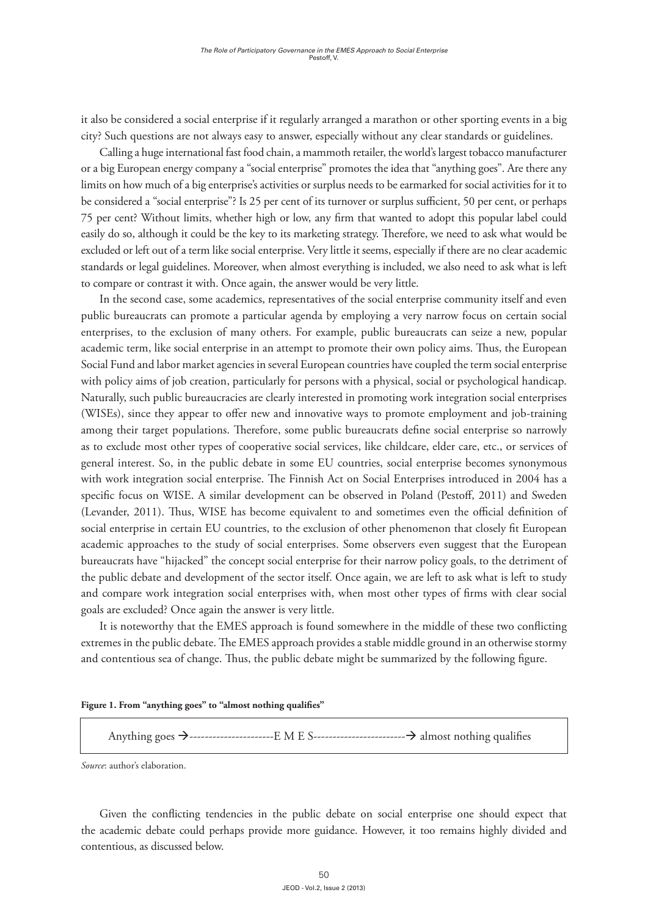it also be considered a social enterprise if it regularly arranged a marathon or other sporting events in a big city? Such questions are not always easy to answer, especially without any clear standards or guidelines.

Calling a huge international fast food chain, a mammoth retailer, the world's largest tobacco manufacturer or a big European energy company a "social enterprise" promotes the idea that "anything goes". Are there any limits on how much of a big enterprise's activities or surplus needs to be earmarked for social activities for it to be considered a "social enterprise"? Is 25 per cent of its turnover or surplus sufficient, 50 per cent, or perhaps 75 per cent? Without limits, whether high or low, any firm that wanted to adopt this popular label could easily do so, although it could be the key to its marketing strategy. Therefore, we need to ask what would be excluded or left out of a term like social enterprise. Very little it seems, especially if there are no clear academic standards or legal guidelines. Moreover, when almost everything is included, we also need to ask what is left to compare or contrast it with. Once again, the answer would be very little.

In the second case, some academics, representatives of the social enterprise community itself and even public bureaucrats can promote a particular agenda by employing a very narrow focus on certain social enterprises, to the exclusion of many others. For example, public bureaucrats can seize a new, popular academic term, like social enterprise in an attempt to promote their own policy aims. Thus, the European Social Fund and labor market agencies in several European countries have coupled the term social enterprise with policy aims of job creation, particularly for persons with a physical, social or psychological handicap. Naturally, such public bureaucracies are clearly interested in promoting work integration social enterprises (WISEs), since they appear to offer new and innovative ways to promote employment and job-training among their target populations. Therefore, some public bureaucrats define social enterprise so narrowly as to exclude most other types of cooperative social services, like childcare, elder care, etc., or services of general interest. So, in the public debate in some EU countries, social enterprise becomes synonymous with work integration social enterprise. The Finnish Act on Social Enterprises introduced in 2004 has a specific focus on WISE. A similar development can be observed in Poland (Pestoff, 2011) and Sweden (Levander, 2011). Thus, WISE has become equivalent to and sometimes even the official definition of social enterprise in certain EU countries, to the exclusion of other phenomenon that closely fit European academic approaches to the study of social enterprises. Some observers even suggest that the European bureaucrats have "hijacked" the concept social enterprise for their narrow policy goals, to the detriment of the public debate and development of the sector itself. Once again, we are left to ask what is left to study and compare work integration social enterprises with, when most other types of firms with clear social goals are excluded? Once again the answer is very little.

It is noteworthy that the EMES approach is found somewhere in the middle of these two conflicting extremes in the public debate. The EMES approach provides a stable middle ground in an otherwise stormy and contentious sea of change. Thus, the public debate might be summarized by the following figure.

**Figure 1. From "anything goes" to "almost nothing qualifies"**

Anything goes →----------------------E M E S------------------------→ almost nothing qualifies

*Source*: author's elaboration.

Given the conflicting tendencies in the public debate on social enterprise one should expect that the academic debate could perhaps provide more guidance. However, it too remains highly divided and contentious, as discussed below.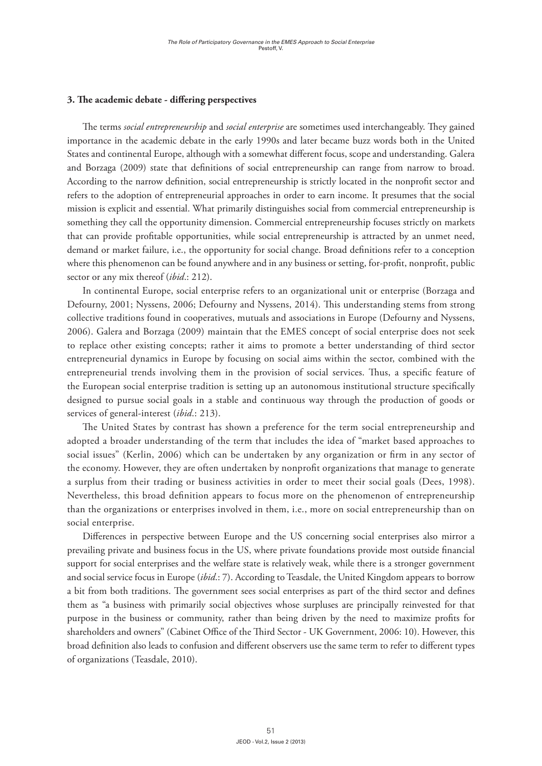### 3. The academic debate - differing perspectives

The terms *social entrepreneurship* and *social enterprise* are sometimes used interchangeably. They gained importance in the academic debate in the early 1990s and later became buzz words both in the United States and continental Europe, although with a somewhat different focus, scope and understanding. Galera and Borzaga (2009) state that definitions of social entrepreneurship can range from narrow to broad. According to the narrow definition, social entrepreneurship is strictly located in the nonprofit sector and refers to the adoption of entrepreneurial approaches in order to earn income. It presumes that the social mission is explicit and essential. What primarily distinguishes social from commercial entrepreneurship is something they call the opportunity dimension. Commercial entrepreneurship focuses strictly on markets that can provide profitable opportunities, while social entrepreneurship is attracted by an unmet need, demand or market failure, i.e., the opportunity for social change. Broad definitions refer to a conception where this phenomenon can be found anywhere and in any business or setting, for-profit, nonprofit, public sector or any mix thereof (*ibid*.: 212).

In continental Europe, social enterprise refers to an organizational unit or enterprise (Borzaga and Defourny, 2001; Nyssens, 2006; Defourny and Nyssens, 2014). This understanding stems from strong collective traditions found in cooperatives, mutuals and associations in Europe (Defourny and Nyssens, 2006). Galera and Borzaga (2009) maintain that the EMES concept of social enterprise does not seek to replace other existing concepts; rather it aims to promote a better understanding of third sector entrepreneurial dynamics in Europe by focusing on social aims within the sector, combined with the entrepreneurial trends involving them in the provision of social services. Thus, a specific feature of the European social enterprise tradition is setting up an autonomous institutional structure specifically designed to pursue social goals in a stable and continuous way through the production of goods or services of general-interest (*ibid*.: 213).

The United States by contrast has shown a preference for the term social entrepreneurship and adopted a broader understanding of the term that includes the idea of "market based approaches to social issues" (Kerlin, 2006) which can be undertaken by any organization or firm in any sector of the economy. However, they are often undertaken by nonprofit organizations that manage to generate a surplus from their trading or business activities in order to meet their social goals (Dees, 1998). Nevertheless, this broad definition appears to focus more on the phenomenon of entrepreneurship than the organizations or enterprises involved in them, i.e., more on social entrepreneurship than on social enterprise.

Differences in perspective between Europe and the US concerning social enterprises also mirror a prevailing private and business focus in the US, where private foundations provide most outside financial support for social enterprises and the welfare state is relatively weak, while there is a stronger government and social service focus in Europe (*ibid*.: 7). According to Teasdale, the United Kingdom appears to borrow a bit from both traditions. The government sees social enterprises as part of the third sector and defines them as "a business with primarily social objectives whose surpluses are principally reinvested for that purpose in the business or community, rather than being driven by the need to maximize profits for shareholders and owners" (Cabinet Office of the Third Sector - UK Government, 2006: 10). However, this broad definition also leads to confusion and different observers use the same term to refer to different types of organizations (Teasdale, 2010).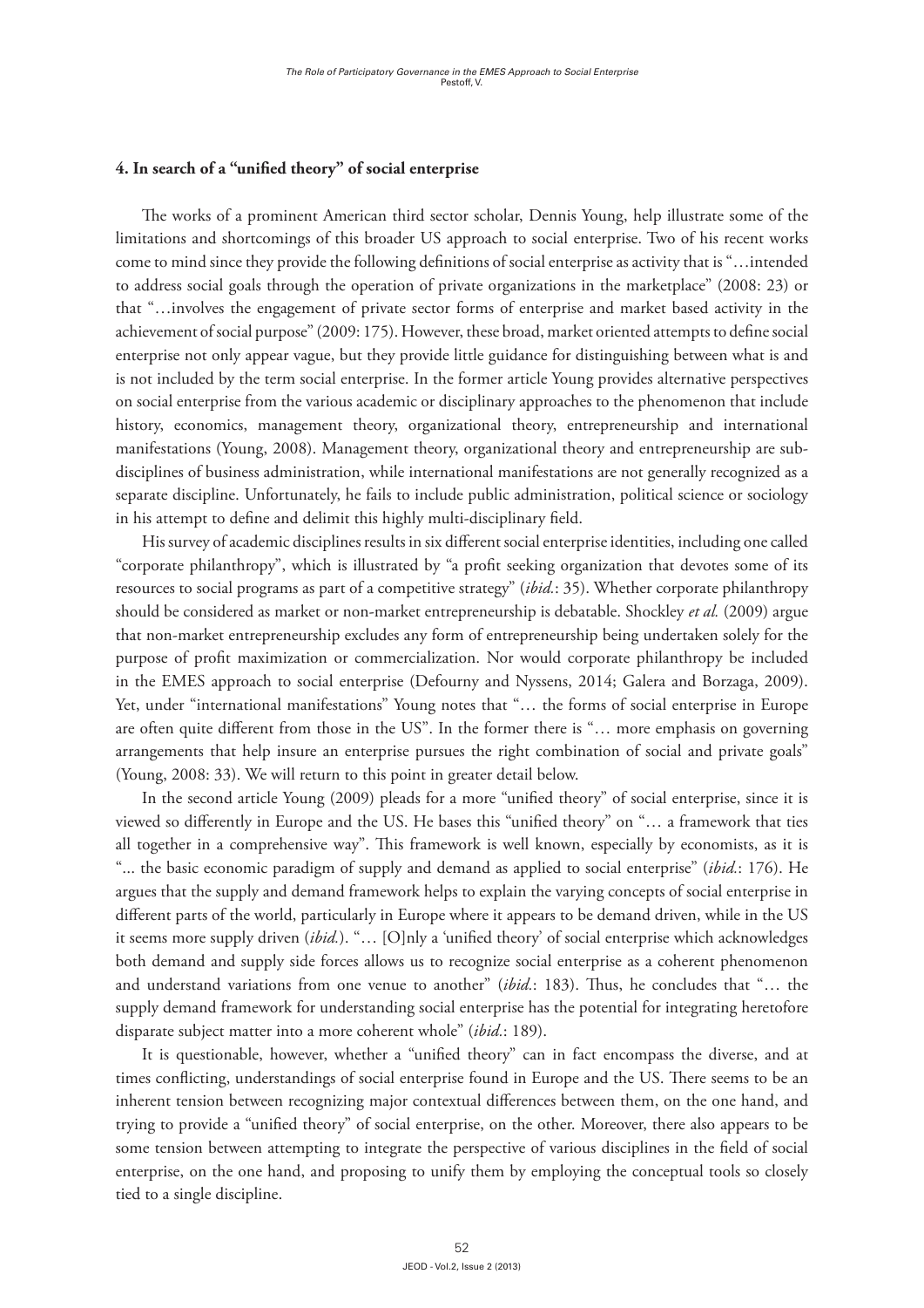### 4. In search of a "unified theory" of social enterprise

The works of a prominent American third sector scholar, Dennis Young, help illustrate some of the limitations and shortcomings of this broader US approach to social enterprise. Two of his recent works come to mind since they provide the following definitions of social enterprise as activity that is "…intended to address social goals through the operation of private organizations in the marketplace" (2008: 23) or that "…involves the engagement of private sector forms of enterprise and market based activity in the achievement of social purpose" (2009: 175). However, these broad, market oriented attempts to define social enterprise not only appear vague, but they provide little guidance for distinguishing between what is and is not included by the term social enterprise. In the former article Young provides alternative perspectives on social enterprise from the various academic or disciplinary approaches to the phenomenon that include history, economics, management theory, organizational theory, entrepreneurship and international manifestations (Young, 2008). Management theory, organizational theory and entrepreneurship are sub-disciplines of business administration, while international manifestations are not generally recognized as a separate discipline. Unfortunately, he fails to include public administration, political science or sociology in his attempt to define and delimit this highly multi-disciplinary field.

His survey of academic disciplines results in six different social enterprise identities, including one called "corporate philanthropy", which is illustrated by "a profit seeking organization that devotes some of its resources to social programs as part of a competitive strategy" (*ibid.*: 35). Whether corporate philanthropy should be considered as market or non-market entrepreneurship is debatable. Shockley *et al.* (2009) argue that non-market entrepreneurship excludes any form of entrepreneurship being undertaken solely for the purpose of profit maximization or commercialization. Nor would corporate philanthropy be included in the EMES approach to social enterprise (Defourny and Nyssens, 2014; Galera and Borzaga, 2009). Yet, under "international manifestations" Young notes that "… the forms of social enterprise in Europe are often quite different from those in the US". In the former there is "… more emphasis on governing arrangements that help insure an enterprise pursues the right combination of social and private goals" (Young, 2008: 33). We will return to this point in greater detail below.

In the second article Young (2009) pleads for a more "unified theory" of social enterprise, since it is viewed so differently in Europe and the US. He bases this "unified theory" on "… a framework that ties all together in a comprehensive way". This framework is well known, especially by economists, as it is "... the basic economic paradigm of supply and demand as applied to social enterprise" (*ibid.*: 176). He argues that the supply and demand framework helps to explain the varying concepts of social enterprise in different parts of the world, particularly in Europe where it appears to be demand driven, while in the US it seems more supply driven (*ibid.*). "… [O]nly a 'unified theory' of social enterprise which acknowledges both demand and supply side forces allows us to recognize social enterprise as a coherent phenomenon and understand variations from one venue to another" (*ibid.*: 183). Thus, he concludes that "… the supply demand framework for understanding social enterprise has the potential for integrating heretofore disparate subject matter into a more coherent whole" (*ibid.*: 189).

It is questionable, however, whether a "unified theory" can in fact encompass the diverse, and at times conflicting, understandings of social enterprise found in Europe and the US. There seems to be an inherent tension between recognizing major contextual differences between them, on the one hand, and trying to provide a "unified theory" of social enterprise, on the other. Moreover, there also appears to be some tension between attempting to integrate the perspective of various disciplines in the field of social enterprise, on the one hand, and proposing to unify them by employing the conceptual tools so closely tied to a single discipline.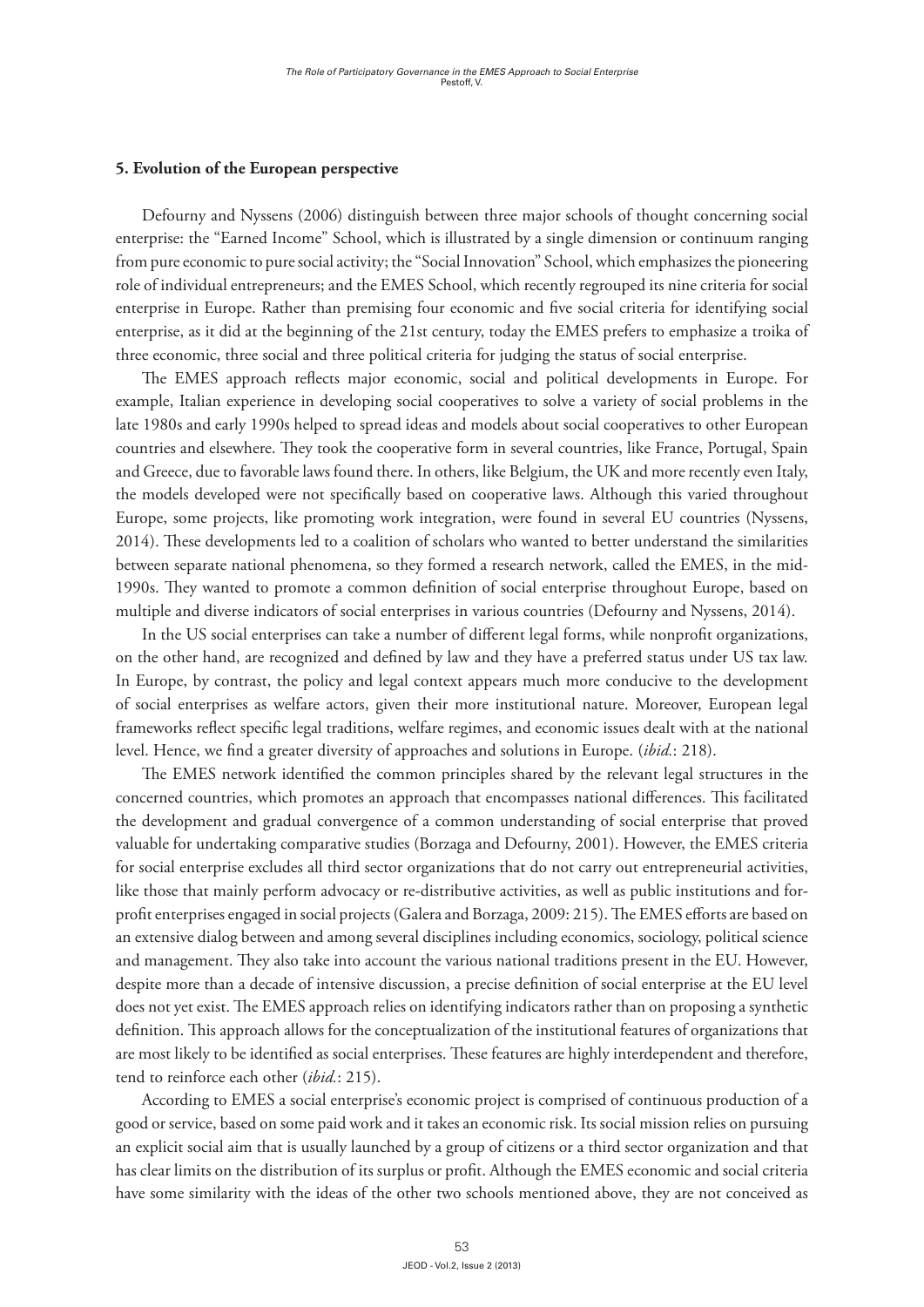### 5. Evolution of the European perspective

Defourny and Nyssens (2006) distinguish between three major schools of thought concerning social enterprise: the "Earned Income" School, which is illustrated by a single dimension or continuum ranging from pure economic to pure social activity; the "Social Innovation" School, which emphasizes the pioneering role of individual entrepreneurs; and the EMES School, which recently regrouped its nine criteria for social enterprise in Europe. Rather than premising four economic and five social criteria for identifying social enterprise, as it did at the beginning of the 21st century, today the EMES prefers to emphasize a troika of three economic, three social and three political criteria for judging the status of social enterprise.

The EMES approach reflects major economic, social and political developments in Europe. For example, Italian experience in developing social cooperatives to solve a variety of social problems in the late 1980s and early 1990s helped to spread ideas and models about social cooperatives to other European countries and elsewhere. They took the cooperative form in several countries, like France, Portugal, Spain and Greece, due to favorable laws found there. In others, like Belgium, the UK and more recently even Italy, the models developed were not specifically based on cooperative laws. Although this varied throughout Europe, some projects, like promoting work integration, were found in several EU countries (Nyssens, 2014). These developments led to a coalition of scholars who wanted to better understand the similarities between separate national phenomena, so they formed a research network, called the EMES, in the mid-1990s. They wanted to promote a common definition of social enterprise throughout Europe, based on multiple and diverse indicators of social enterprises in various countries (Defourny and Nyssens, 2014).

In the US social enterprises can take a number of different legal forms, while nonprofit organizations, on the other hand, are recognized and defined by law and they have a preferred status under US tax law. In Europe, by contrast, the policy and legal context appears much more conducive to the development of social enterprises as welfare actors, given their more institutional nature. Moreover, European legal frameworks reflect specific legal traditions, welfare regimes, and economic issues dealt with at the national level. Hence, we find a greater diversity of approaches and solutions in Europe. (*ibid.*: 218).

The EMES network identified the common principles shared by the relevant legal structures in the concerned countries, which promotes an approach that encompasses national differences. This facilitated the development and gradual convergence of a common understanding of social enterprise that proved valuable for undertaking comparative studies (Borzaga and Defourny, 2001). However, the EMES criteria for social enterprise excludes all third sector organizations that do not carry out entrepreneurial activities, like those that mainly perform advocacy or re-distributive activities, as well as public institutions and for-profit enterprises engaged in social projects (Galera and Borzaga, 2009: 215). The EMES efforts are based on an extensive dialog between and among several disciplines including economics, sociology, political science and management. They also take into account the various national traditions present in the EU. However, despite more than a decade of intensive discussion, a precise definition of social enterprise at the EU level does not yet exist. The EMES approach relies on identifying indicators rather than on proposing a synthetic definition. This approach allows for the conceptualization of the institutional features of organizations that are most likely to be identified as social enterprises. These features are highly interdependent and therefore, tend to reinforce each other (*ibid.*: 215).

According to EMES a social enterprise's economic project is comprised of continuous production of a good or service, based on some paid work and it takes an economic risk. Its social mission relies on pursuing an explicit social aim that is usually launched by a group of citizens or a third sector organization and that has clear limits on the distribution of its surplus or profit. Although the EMES economic and social criteria have some similarity with the ideas of the other two schools mentioned above, they are not conceived as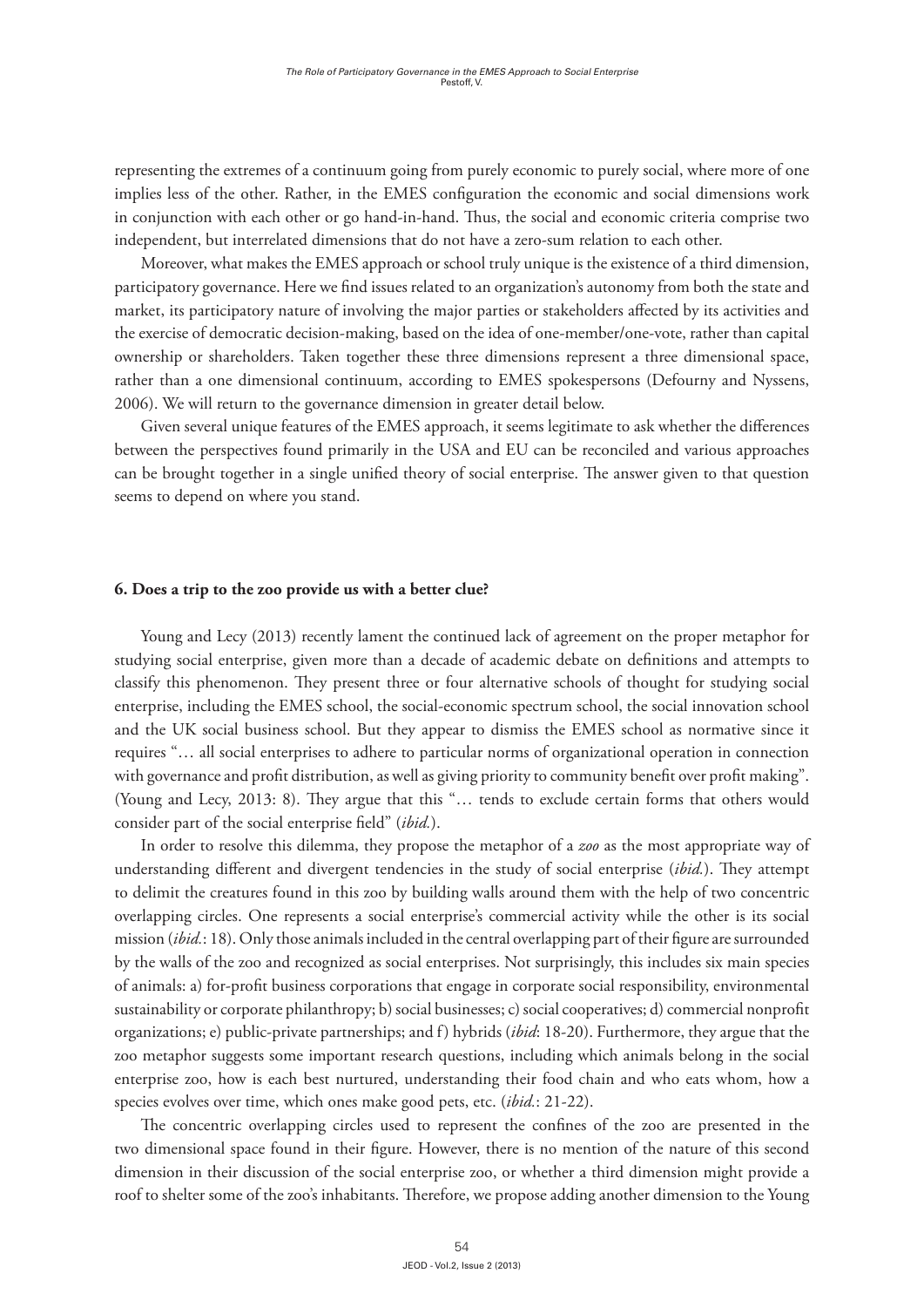representing the extremes of a continuum going from purely economic to purely social, where more of one implies less of the other. Rather, in the EMES configuration the economic and social dimensions work in conjunction with each other or go hand-in-hand. Thus, the social and economic criteria comprise two independent, but interrelated dimensions that do not have a zero-sum relation to each other.

Moreover, what makes the EMES approach or school truly unique is the existence of a third dimension, participatory governance. Here we find issues related to an organization's autonomy from both the state and market, its participatory nature of involving the major parties or stakeholders affected by its activities and the exercise of democratic decision-making, based on the idea of one-member/one-vote, rather than capital ownership or shareholders. Taken together these three dimensions represent a three dimensional space, rather than a one dimensional continuum, according to EMES spokespersons (Defourny and Nyssens, 2006). We will return to the governance dimension in greater detail below.

Given several unique features of the EMES approach, it seems legitimate to ask whether the differences between the perspectives found primarily in the USA and EU can be reconciled and various approaches can be brought together in a single unified theory of social enterprise. The answer given to that question seems to depend on where you stand.

## 6. Does a trip to the zoo provide us with a better clue?

Young and Lecy (2013) recently lament the continued lack of agreement on the proper metaphor for studying social enterprise, given more than a decade of academic debate on definitions and attempts to classify this phenomenon. They present three or four alternative schools of thought for studying social enterprise, including the EMES school, the social-economic spectrum school, the social innovation school and the UK social business school. But they appear to dismiss the EMES school as normative since it requires "… all social enterprises to adhere to particular norms of organizational operation in connection with governance and profit distribution, as well as giving priority to community benefit over profit making". (Young and Lecy, 2013: 8). They argue that this "… tends to exclude certain forms that others would consider part of the social enterprise field" (*ibid.*).

In order to resolve this dilemma, they propose the metaphor of a *zoo* as the most appropriate way of understanding different and divergent tendencies in the study of social enterprise (*ibid.*). They attempt to delimit the creatures found in this zoo by building walls around them with the help of two concentric overlapping circles. One represents a social enterprise's commercial activity while the other is its social mission (*ibid.*: 18). Only those animals included in the central overlapping part of their figure are surrounded by the walls of the zoo and recognized as social enterprises. Not surprisingly, this includes six main species of animals: a) for-profit business corporations that engage in corporate social responsibility, environmental sustainability or corporate philanthropy; b) social businesses; c) social cooperatives; d) commercial nonprofit organizations; e) public-private partnerships; and f) hybrids (*ibid*: 18-20). Furthermore, they argue that the zoo metaphor suggests some important research questions, including which animals belong in the social enterprise zoo, how is each best nurtured, understanding their food chain and who eats whom, how a species evolves over time, which ones make good pets, etc. (*ibid.*: 21-22).

The concentric overlapping circles used to represent the confines of the zoo are presented in the two dimensional space found in their figure. However, there is no mention of the nature of this second dimension in their discussion of the social enterprise zoo, or whether a third dimension might provide a roof to shelter some of the zoo's inhabitants. Therefore, we propose adding another dimension to the Young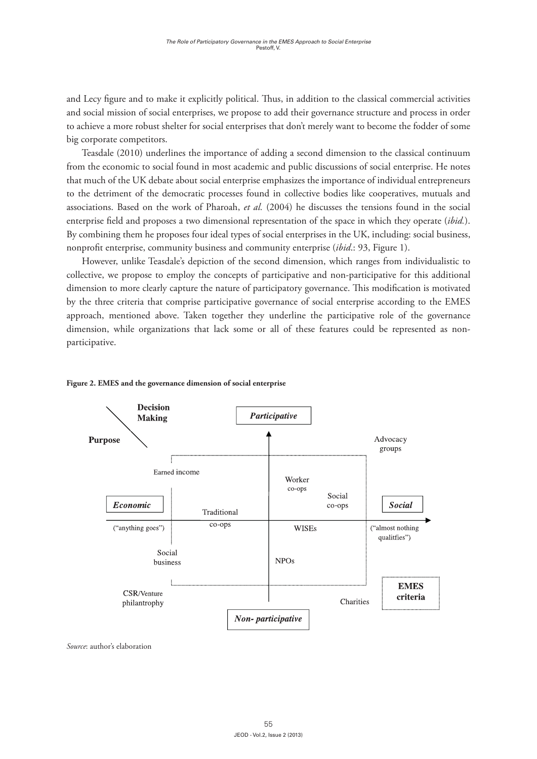and Lecy figure and to make it explicitly political. Thus, in addition to the classical commercial activities and social mission of social enterprises, we propose to add their governance structure and process in order to achieve a more robust shelter for social enterprises that don't merely want to become the fodder of some big corporate competitors.

Teasdale (2010) underlines the importance of adding a second dimension to the classical continuum from the economic to social found in most academic and public discussions of social enterprise. He notes that much of the UK debate about social enterprise emphasizes the importance of individual entrepreneurs to the detriment of the democratic processes found in collective bodies like cooperatives, mutuals and associations. Based on the work of Pharoah, *et al.* (2004) he discusses the tensions found in the social enterprise field and proposes a two dimensional representation of the space in which they operate (*ibid.*). By combining them he proposes four ideal types of social enterprises in the UK, including: social business, nonprofit enterprise, community business and community enterprise (*ibid.*: 93, Figure 1).

However, unlike Teasdale's depiction of the second dimension, which ranges from individualistic to collective, we propose to employ the concepts of participative and non-participative for this additional dimension to more clearly capture the nature of participatory governance. This modification is motivated by the three criteria that comprise participative governance of social enterprise according to the EMES approach, mentioned above. Taken together they underline the participative role of the governance dimension, while organizations that lack some or all of these features could be represented as non-participative.

**Figure 2. EMES and the governance dimension of social enterprise**

Decision Making / Purpose

*Participative*

Advocacy groups

Earned income

Worker co-ops

Social co-ops

*Economic* ("anything goes")

Traditional co-ops

WISEs

*Social* ("almost nothing qualitfies")

Social business

NPOs

CSR/Venture philantrophy

Charities

**EMES criteria**

*Non- participative*

*Source*: author's elaboration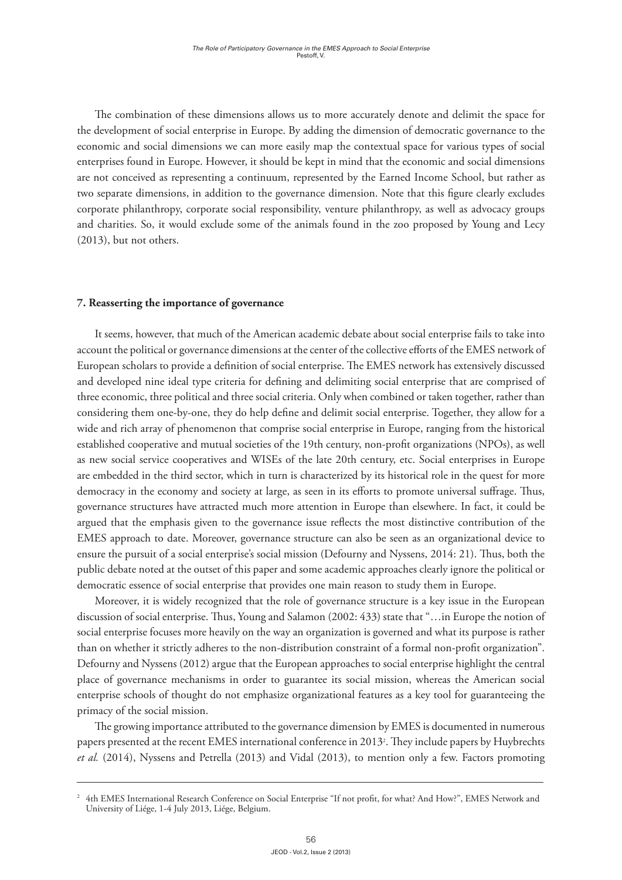The combination of these dimensions allows us to more accurately denote and delimit the space for the development of social enterprise in Europe. By adding the dimension of democratic governance to the economic and social dimensions we can more easily map the contextual space for various types of social enterprises found in Europe. However, it should be kept in mind that the economic and social dimensions are not conceived as representing a continuum, represented by the Earned Income School, but rather as two separate dimensions, in addition to the governance dimension. Note that this figure clearly excludes corporate philanthropy, corporate social responsibility, venture philanthropy, as well as advocacy groups and charities. So, it would exclude some of the animals found in the zoo proposed by Young and Lecy (2013), but not others.

## 7. Reasserting the importance of governance

It seems, however, that much of the American academic debate about social enterprise fails to take into account the political or governance dimensions at the center of the collective efforts of the EMES network of European scholars to provide a definition of social enterprise. The EMES network has extensively discussed and developed nine ideal type criteria for defining and delimiting social enterprise that are comprised of three economic, three political and three social criteria. Only when combined or taken together, rather than considering them one-by-one, they do help define and delimit social enterprise. Together, they allow for a wide and rich array of phenomenon that comprise social enterprise in Europe, ranging from the historical established cooperative and mutual societies of the 19th century, non-profit organizations (NPOs), as well as new social service cooperatives and WISEs of the late 20th century, etc. Social enterprises in Europe are embedded in the third sector, which in turn is characterized by its historical role in the quest for more democracy in the economy and society at large, as seen in its efforts to promote universal suffrage. Thus, governance structures have attracted much more attention in Europe than elsewhere. In fact, it could be argued that the emphasis given to the governance issue reflects the most distinctive contribution of the EMES approach to date. Moreover, governance structure can also be seen as an organizational device to ensure the pursuit of a social enterprise's social mission (Defourny and Nyssens, 2014: 21). Thus, both the public debate noted at the outset of this paper and some academic approaches clearly ignore the political or democratic essence of social enterprise that provides one main reason to study them in Europe.

Moreover, it is widely recognized that the role of governance structure is a key issue in the European discussion of social enterprise. Thus, Young and Salamon (2002: 433) state that "…in Europe the notion of social enterprise focuses more heavily on the way an organization is governed and what its purpose is rather than on whether it strictly adheres to the non-distribution constraint of a formal non-profit organization". Defourny and Nyssens (2012) argue that the European approaches to social enterprise highlight the central place of governance mechanisms in order to guarantee its social mission, whereas the American social enterprise schools of thought do not emphasize organizational features as a key tool for guaranteeing the primacy of the social mission.

The growing importance attributed to the governance dimension by EMES is documented in numerous papers presented at the recent EMES international conference in 2013[2]. They include papers by Huybrechts *et al.* (2014), Nyssens and Petrella (2013) and Vidal (2013), to mention only a few. Factors promoting

---

[2] 4th EMES International Research Conference on Social Enterprise "If not profit, for what? And How?", EMES Network and University of Liége, 1-4 July 2013, Liége, Belgium.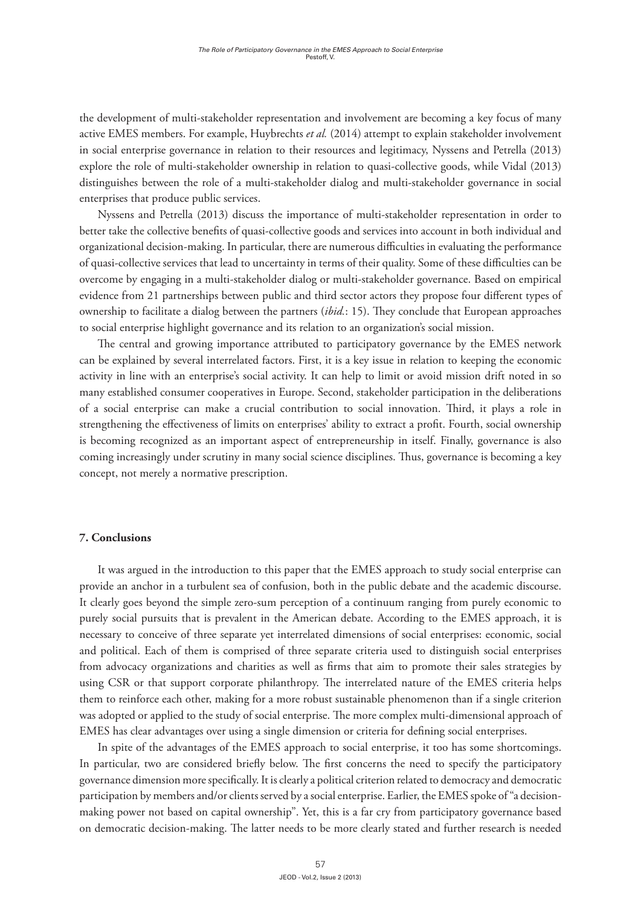the development of multi-stakeholder representation and involvement are becoming a key focus of many active EMES members. For example, Huybrechts *et al.* (2014) attempt to explain stakeholder involvement in social enterprise governance in relation to their resources and legitimacy, Nyssens and Petrella (2013) explore the role of multi-stakeholder ownership in relation to quasi-collective goods, while Vidal (2013) distinguishes between the role of a multi-stakeholder dialog and multi-stakeholder governance in social enterprises that produce public services.

Nyssens and Petrella (2013) discuss the importance of multi-stakeholder representation in order to better take the collective benefits of quasi-collective goods and services into account in both individual and organizational decision-making. In particular, there are numerous difficulties in evaluating the performance of quasi-collective services that lead to uncertainty in terms of their quality. Some of these difficulties can be overcome by engaging in a multi-stakeholder dialog or multi-stakeholder governance. Based on empirical evidence from 21 partnerships between public and third sector actors they propose four different types of ownership to facilitate a dialog between the partners (*ibid.*: 15). They conclude that European approaches to social enterprise highlight governance and its relation to an organization's social mission.

The central and growing importance attributed to participatory governance by the EMES network can be explained by several interrelated factors. First, it is a key issue in relation to keeping the economic activity in line with an enterprise's social activity. It can help to limit or avoid mission drift noted in so many established consumer cooperatives in Europe. Second, stakeholder participation in the deliberations of a social enterprise can make a crucial contribution to social innovation. Third, it plays a role in strengthening the effectiveness of limits on enterprises' ability to extract a profit. Fourth, social ownership is becoming recognized as an important aspect of entrepreneurship in itself. Finally, governance is also coming increasingly under scrutiny in many social science disciplines. Thus, governance is becoming a key concept, not merely a normative prescription.

## 7. Conclusions

It was argued in the introduction to this paper that the EMES approach to study social enterprise can provide an anchor in a turbulent sea of confusion, both in the public debate and the academic discourse. It clearly goes beyond the simple zero-sum perception of a continuum ranging from purely economic to purely social pursuits that is prevalent in the American debate. According to the EMES approach, it is necessary to conceive of three separate yet interrelated dimensions of social enterprises: economic, social and political. Each of them is comprised of three separate criteria used to distinguish social enterprises from advocacy organizations and charities as well as firms that aim to promote their sales strategies by using CSR or that support corporate philanthropy. The interrelated nature of the EMES criteria helps them to reinforce each other, making for a more robust sustainable phenomenon than if a single criterion was adopted or applied to the study of social enterprise. The more complex multi-dimensional approach of EMES has clear advantages over using a single dimension or criteria for defining social enterprises.

In spite of the advantages of the EMES approach to social enterprise, it too has some shortcomings. In particular, two are considered briefly below. The first concerns the need to specify the participatory governance dimension more specifically. It is clearly a political criterion related to democracy and democratic participation by members and/or clients served by a social enterprise. Earlier, the EMES spoke of "a decision-making power not based on capital ownership". Yet, this is a far cry from participatory governance based on democratic decision-making. The latter needs to be more clearly stated and further research is needed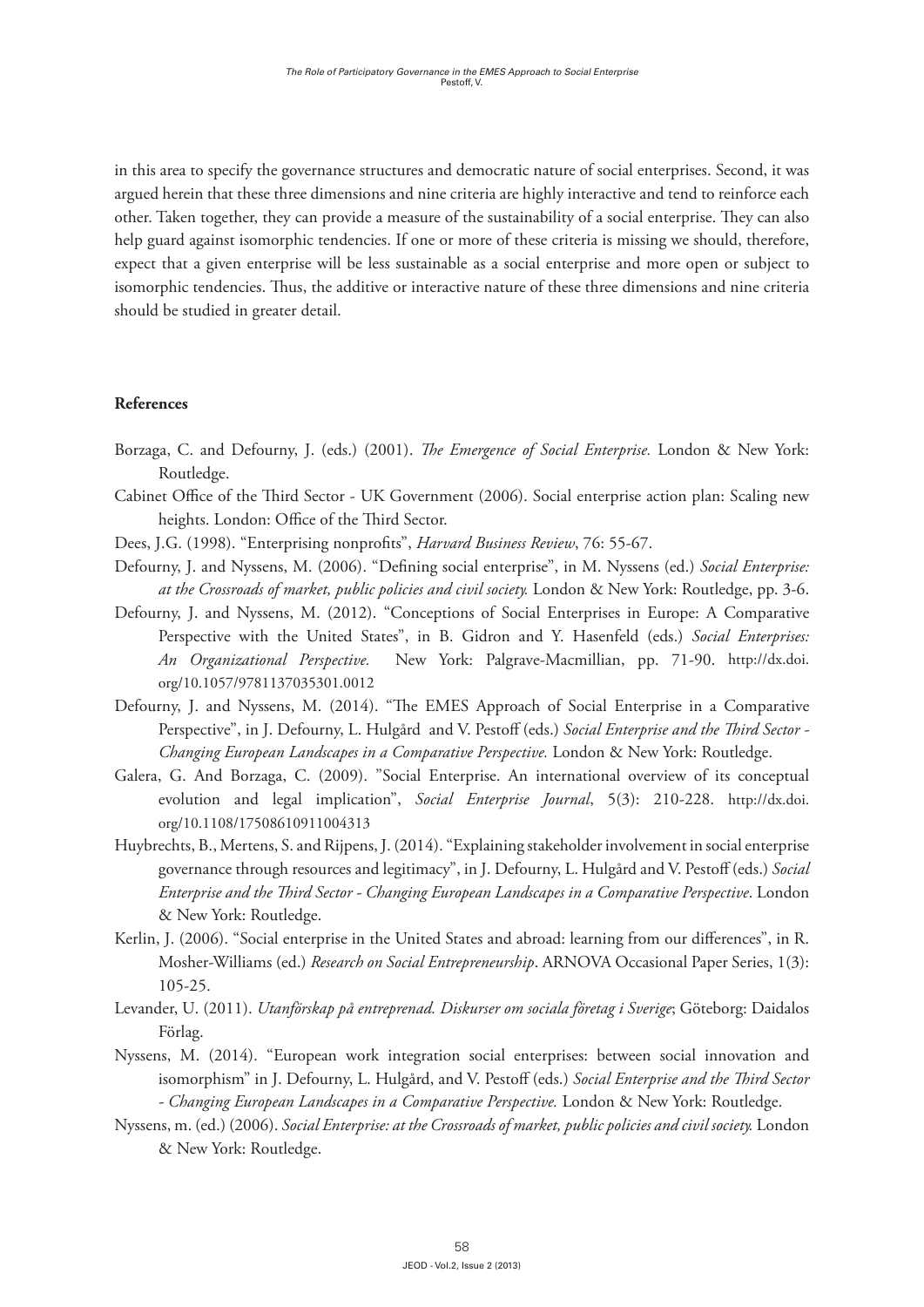in this area to specify the governance structures and democratic nature of social enterprises. Second, it was argued herein that these three dimensions and nine criteria are highly interactive and tend to reinforce each other. Taken together, they can provide a measure of the sustainability of a social enterprise. They can also help guard against isomorphic tendencies. If one or more of these criteria is missing we should, therefore, expect that a given enterprise will be less sustainable as a social enterprise and more open or subject to isomorphic tendencies. Thus, the additive or interactive nature of these three dimensions and nine criteria should be studied in greater detail.

**References**

Borzaga, C. and Defourny, J. (eds.) (2001). *The Emergence of Social Enterprise.* London & New York: Routledge.

Cabinet Office of the Third Sector - UK Government (2006). Social enterprise action plan: Scaling new heights. London: Office of the Third Sector.

Dees, J.G. (1998). "Enterprising nonprofits", *Harvard Business Review*, 76: 55-67.

Defourny, J. and Nyssens, M. (2006). "Defining social enterprise", in M. Nyssens (ed.) *Social Enterprise: at the Crossroads of market, public policies and civil society.* London & New York: Routledge, pp. 3-6.

Defourny, J. and Nyssens, M. (2012). "Conceptions of Social Enterprises in Europe: A Comparative Perspective with the United States", in B. Gidron and Y. Hasenfeld (eds.) *Social Enterprises: An Organizational Perspective.* New York: Palgrave-Macmillian, pp. 71-90. http://dx.doi.org/10.1057/9781137035301.0012

Defourny, J. and Nyssens, M. (2014). "The EMES Approach of Social Enterprise in a Comparative Perspective", in J. Defourny, L. Hulgård and V. Pestoff (eds.) *Social Enterprise and the Third Sector - Changing European Landscapes in a Comparative Perspective.* London & New York: Routledge.

Galera, G. And Borzaga, C. (2009). "Social Enterprise. An international overview of its conceptual evolution and legal implication", *Social Enterprise Journal*, 5(3): 210-228. http://dx.doi.org/10.1108/17508610911004313

Huybrechts, B., Mertens, S. and Rijpens, J. (2014). "Explaining stakeholder involvement in social enterprise governance through resources and legitimacy", in J. Defourny, L. Hulgård and V. Pestoff (eds.) *Social Enterprise and the Third Sector - Changing European Landscapes in a Comparative Perspective*. London & New York: Routledge.

Kerlin, J. (2006). "Social enterprise in the United States and abroad: learning from our differences", in R. Mosher-Williams (ed.) *Research on Social Entrepreneurship*. ARNOVA Occasional Paper Series, 1(3): 105-25.

Levander, U. (2011). *Utanförskap på entreprenad. Diskurser om sociala företag i Sverige*; Göteborg: Daidalos Förlag.

Nyssens, M. (2014). "European work integration social enterprises: between social innovation and isomorphism" in J. Defourny, L. Hulgård, and V. Pestoff (eds.) *Social Enterprise and the Third Sector - Changing European Landscapes in a Comparative Perspective.* London & New York: Routledge.

Nyssens, m. (ed.) (2006). *Social Enterprise: at the Crossroads of market, public policies and civil society.* London & New York: Routledge.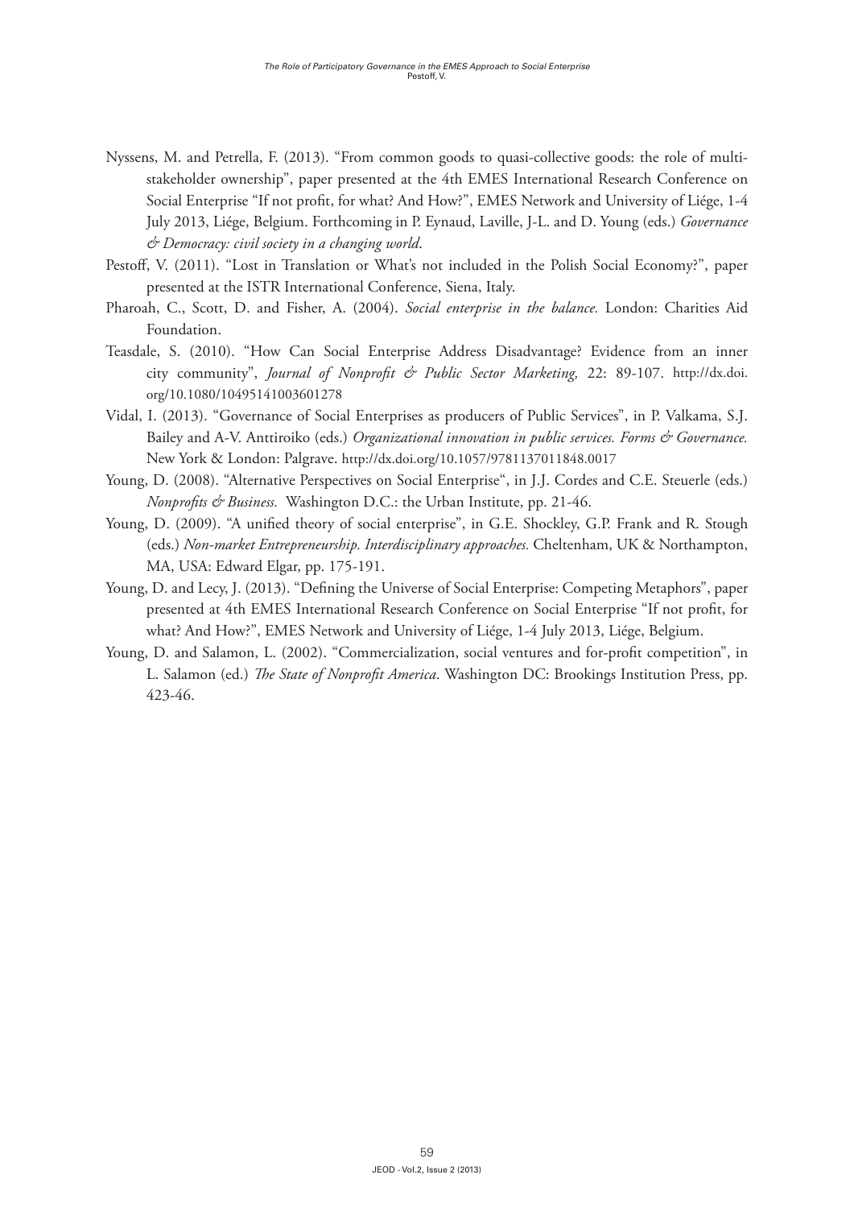Nyssens, M. and Petrella, F. (2013). "From common goods to quasi-collective goods: the role of multi-stakeholder ownership", paper presented at the 4th EMES International Research Conference on Social Enterprise "If not profit, for what? And How?", EMES Network and University of Liége, 1-4 July 2013, Liége, Belgium. Forthcoming in P. Eynaud, Laville, J-L. and D. Young (eds.) *Governance & Democracy: civil society in a changing world*.

Pestoff, V. (2011). "Lost in Translation or What's not included in the Polish Social Economy?", paper presented at the ISTR International Conference, Siena, Italy.

Pharoah, C., Scott, D. and Fisher, A. (2004). *Social enterprise in the balance.* London: Charities Aid Foundation.

Teasdale, S. (2010). "How Can Social Enterprise Address Disadvantage? Evidence from an inner city community", *Journal of Nonprofit & Public Sector Marketing,* 22: 89-107. http://dx.doi.org/10.1080/10495141003601278

Vidal, I. (2013). "Governance of Social Enterprises as producers of Public Services", in P. Valkama, S.J. Bailey and A-V. Anttiroiko (eds.) *Organizational innovation in public services. Forms & Governance.* New York & London: Palgrave. http://dx.doi.org/10.1057/9781137011848.0017

Young, D. (2008). "Alternative Perspectives on Social Enterprise", in J.J. Cordes and C.E. Steuerle (eds.) *Nonprofits & Business.* Washington D.C.: the Urban Institute, pp. 21-46.

Young, D. (2009). "A unified theory of social enterprise", in G.E. Shockley, G.P. Frank and R. Stough (eds.) *Non-market Entrepreneurship. Interdisciplinary approaches.* Cheltenham, UK & Northampton, MA, USA: Edward Elgar, pp. 175-191.

Young, D. and Lecy, J. (2013). "Defining the Universe of Social Enterprise: Competing Metaphors", paper presented at 4th EMES International Research Conference on Social Enterprise "If not profit, for what? And How?", EMES Network and University of Liége, 1-4 July 2013, Liége, Belgium.

Young, D. and Salamon, L. (2002). "Commercialization, social ventures and for-profit competition", in L. Salamon (ed.) *The State of Nonprofit America*. Washington DC: Brookings Institution Press, pp. 423-46.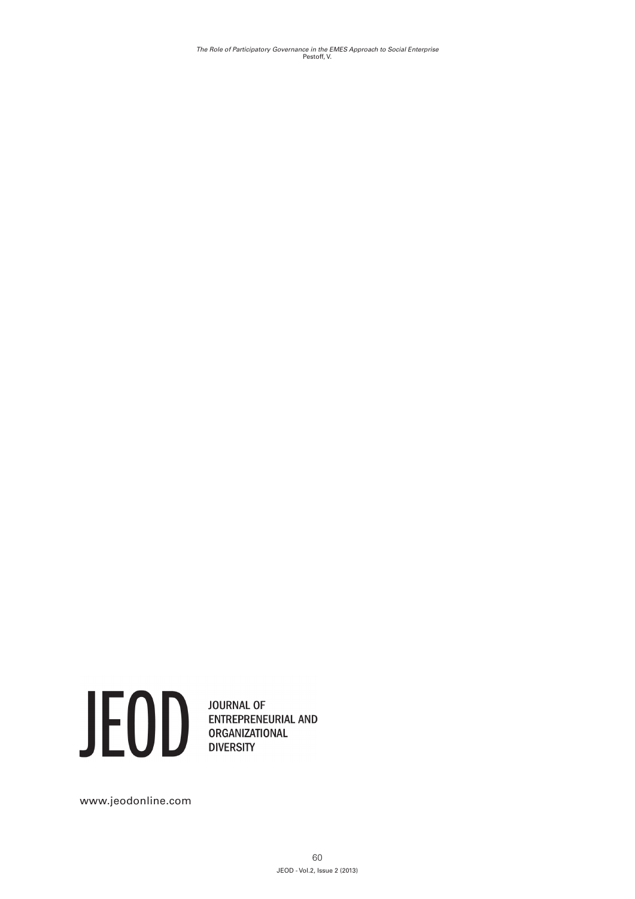JEOD JOURNAL OF ENTREPRENEURIAL AND ORGANIZATIONAL DIVERSITY

www.jeodonline.com